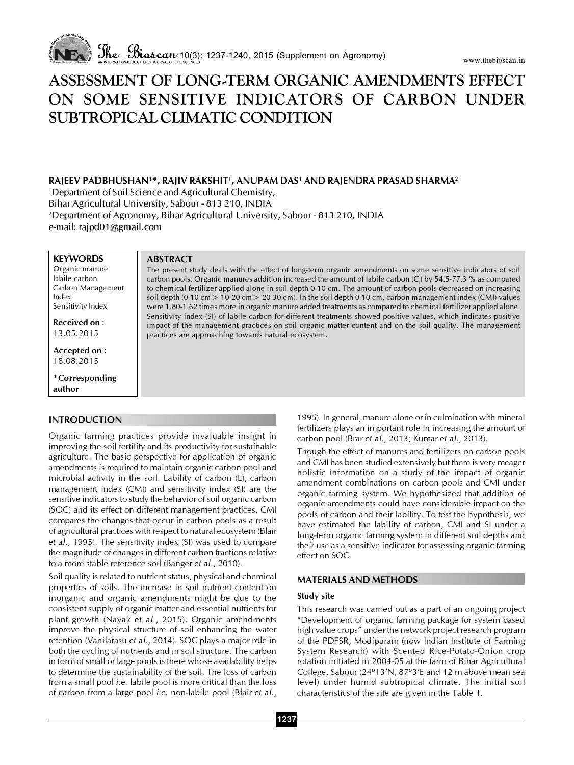# ASSESSMENT OF LONG-TERM ORGANIC AMENDMENTS EFFECT ON SOME SENSITIVE INDICATORS OF CARBON UNDER SUBTROPICAL CLIMATIC CONDITION

**RAJEEV PADBHUSHAN[1]*, RAJIV RAKSHIT[1], ANUPAM DAS[1] AND RAJENDRA PRASAD SHARMA[2]**

[1]Department of Soil Science and Agricultural Chemistry,
Bihar Agricultural University, Sabour - 813 210, INDIA
[2]Department of Agronomy, Bihar Agricultural University, Sabour - 813 210, INDIA
e-mail: rajpd01@gmail.com

**KEYWORDS**
Organic manure
labile carbon
Carbon Management Index
Sensitivity Index

**Received on :**
13.05.2015

**Accepted on :**
18.08.2015

***Corresponding author**

## ABSTRACT

The present study deals with the effect of long-term organic amendments on some sensitive indicators of soil carbon pools. Organic manures addition increased the amount of labile carbon ($C_l$) by 54.5-77.3 % as compared to chemical fertilizer applied alone in soil depth 0-10 cm. The amount of carbon pools decreased on increasing soil depth (0-10 cm > 10-20 cm > 20-30 cm). In the soil depth 0-10 cm, carbon management index (CMI) values were 1.80-1.62 times more in organic manure added treatments as compared to chemical fertilizer applied alone. Sensitivity index (SI) of labile carbon for different treatments showed positive values, which indicates positive impact of the management practices on soil organic matter content and on the soil quality. The management practices are approaching towards natural ecosystem.

## INTRODUCTION

Organic farming practices provide invaluable insight in improving the soil fertility and its productivity for sustainable agriculture. The basic perspective for application of organic amendments is required to maintain organic carbon pool and microbial activity in the soil. Lability of carbon (L), carbon management index (CMI) and sensitivity index (SI) are the sensitive indicators to study the behavior of soil organic carbon (SOC) and its effect on different management practices. CMI compares the changes that occur in carbon pools as a result of agricultural practices with respect to natural ecosystem (Blair *et al.*, 1995). The sensitivity index (SI) was used to compare the magnitude of changes in different carbon fractions relative to a more stable reference soil (Banger *et al.*, 2010).

Soil quality is related to nutrient status, physical and chemical properties of soils. The increase in soil nutrient content on inorganic and organic amendments might be due to the consistent supply of organic matter and essential nutrients for plant growth (Nayak *et al.*, 2015). Organic amendments improve the physical structure of soil enhancing the water retention (Vanilarasu *et al.*, 2014). SOC plays a major role in both the cycling of nutrients and in soil structure. The carbon in form of small or large pools is there whose availability helps to determine the sustainability of the soil. The loss of carbon from a small pool *i.e.* labile pool is more critical than the loss of carbon from a large pool *i.e.* non-labile pool (Blair *et al.*, 1995). In general, manure alone or in culmination with mineral fertilizers plays an important role in increasing the amount of carbon pool (Brar *et al.*, 2013; Kumar *et al.*, 2013).

Though the effect of manures and fertilizers on carbon pools and CMI has been studied extensively but there is very meager holistic information on a study of the impact of organic amendment combinations on carbon pools and CMI under organic farming system. We hypothesized that addition of organic amendments could have considerable impact on the pools of carbon and their lability. To test the hypothesis, we have estimated the lability of carbon, CMI and SI under a long-term organic farming system in different soil depths and their use as a sensitive indicator for assessing organic farming effect on SOC.

## MATERIALS AND METHODS

### Study site

This research was carried out as a part of an ongoing project "Development of organic farming package for system based high value crops" under the network project research program of the PDFSR, Modipuram (now Indian Institute of Farming System Research) with Scented Rice-Potato-Onion crop rotation initiated in 2004-05 at the farm of Bihar Agricultural College, Sabour (24º13'N, 87º3'E and 12 m above mean sea level) under humid subtropical climate. The initial soil characteristics of the site are given in the Table 1.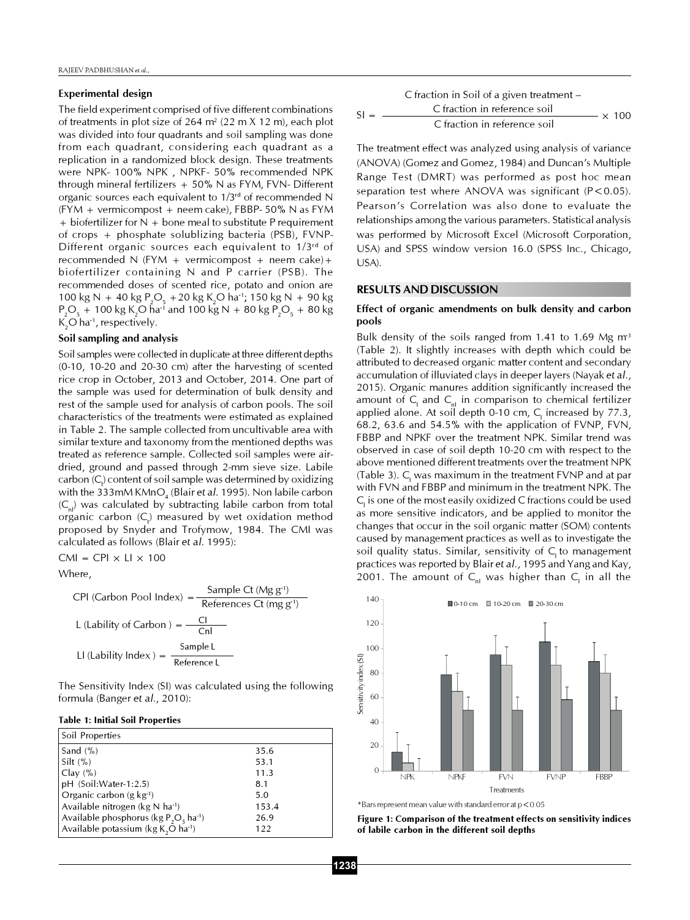### Experimental design

The field experiment comprised of five different combinations of treatments in plot size of 264 m² (22 m X 12 m), each plot was divided into four quadrants and soil sampling was done from each quadrant, considering each quadrant as a replication in a randomized block design. These treatments were NPK- 100% NPK , NPKF- 50% recommended NPK through mineral fertilizers + 50% N as FYM, FVN- Different organic sources each equivalent to 1/3rd of recommended N (FYM + vermicompost + neem cake), FBBP- 50% N as FYM + biofertilizer for N + bone meal to substitute P requirement of crops + phosphate solublizing bacteria (PSB), FVNP- Different organic sources each equivalent to 1/3rd of recommended N (FYM + vermicompost + neem cake)+ biofertilizer containing N and P carrier (PSB). The recommended doses of scented rice, potato and onion are 100 kg N + 40 kg $P_2O_5$ +20 kg $K_2O$ ha$^{-1}$; 150 kg N + 90 kg $P_2O_5$ + 100 kg $K_2O$ ha$^{-1}$ and 100 kg N + 80 kg $P_2O_5$ + 80 kg $K_2O$ ha$^{-1}$, respectively.

### Soil sampling and analysis

Soil samples were collected in duplicate at three different depths (0-10, 10-20 and 20-30 cm) after the harvesting of scented rice crop in October, 2013 and October, 2014. One part of the sample was used for determination of bulk density and rest of the sample used for analysis of carbon pools. The soil characteristics of the treatments were estimated as explained in Table 2. The sample collected from uncultivable area with similar texture and taxonomy from the mentioned depths was treated as reference sample. Collected soil samples were air-dried, ground and passed through 2-mm sieve size. Labile carbon ($C_l$) content of soil sample was determined by oxidizing with the 333mM $KMnO_4$ (Blair *et al.* 1995). Non labile carbon ($C_{nl}$) was calculated by subtracting labile carbon from total organic carbon ($C_t$) measured by wet oxidation method proposed by Snyder and Trofymow, 1984. The CMI was calculated as follows (Blair *et al.* 1995):

$$\text{CMI} = \text{CPI} \times \text{LI} \times 100$$

Where,

$$\text{CPI (Carbon Pool Index)} = \frac{\text{Sample Ct (Mg g}^{-1}\text{)}}{\text{References Ct (mg g}^{-1}\text{)}}$$

$$\text{L (Lability of Carbon)} = \frac{\text{Cl}}{\text{Cnl}}$$

$$\text{LI (Lability Index)} = \frac{\text{Sample L}}{\text{Reference L}}$$

The Sensitivity Index (SI) was calculated using the following formula (Banger *et al.*, 2010):

**Table 1: Initial Soil Properties**

| Soil Properties | |
|---|---|
| Sand (%) | 35.6 |
| Silt (%) | 53.1 |
| Clay (%) | 11.3 |
| pH (Soil:Water-1:2.5) | 8.1 |
| Organic carbon (g kg$^{-1}$) | 5.0 |
| Available nitrogen (kg N ha$^{-1}$) | 153.4 |
| Available phosphorus (kg $P_2O_5$ ha$^{-1}$) | 26.9 |
| Available potassium (kg $K_2O$ ha$^{-1}$) | 122 |

$$\text{SI} = \frac{\text{C fraction in Soil of a given treatment} - \text{C fraction in reference soil}}{\text{C fraction in reference soil}} \times 100$$

The treatment effect was analyzed using analysis of variance (ANOVA) (Gomez and Gomez, 1984) and Duncan's Multiple Range Test (DMRT) was performed as post hoc mean separation test where ANOVA was significant ($P<0.05$). Pearson's Correlation was also done to evaluate the relationships among the various parameters. Statistical analysis was performed by Microsoft Excel (Microsoft Corporation, USA) and SPSS window version 16.0 (SPSS Inc., Chicago, USA).

## RESULTS AND DISCUSSION

### Effect of organic amendments on bulk density and carbon pools

Bulk density of the soils ranged from 1.41 to 1.69 Mg m$^{-3}$ (Table 2). It slightly increases with depth which could be attributed to decreased organic matter content and secondary accumulation of illuviated clays in deeper layers (Nayak *et al.*, 2015). Organic manures addition significantly increased the amount of $C_l$ and $C_{nl}$ in comparison to chemical fertilizer applied alone. At soil depth 0-10 cm, $C_l$ increased by 77.3, 68.2, 63.6 and 54.5% with the application of FVNP, FVN, FBBP and NPKF over the treatment NPK. Similar trend was observed in case of soil depth 10-20 cm with respect to the above mentioned different treatments over the treatment NPK (Table 3). $C_l$ was maximum in the treatment FVNP and at par with FVN and FBBP and minimum in the treatment NPK. The $C_l$ is one of the most easily oxidized C fractions could be used as more sensitive indicators, and be applied to monitor the changes that occur in the soil organic matter (SOM) contents caused by management practices as well as to investigate the soil quality status. Similar, sensitivity of $C_l$ to management practices was reported by Blair *et al.*, 1995 and Yang and Kay, 2001. The amount of $C_{nl}$ was higher than $C_l$ in all the

*Bars represent mean value with standard error at $p<0.05$

**Figure 1: Comparison of the treatment effects on sensitivity indices of labile carbon in the different soil depths**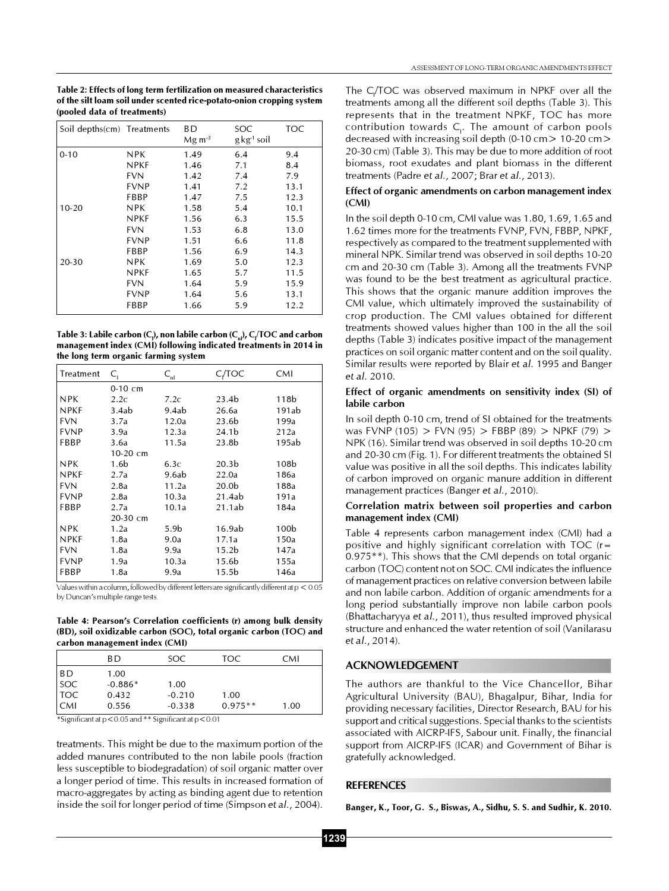**Table 2: Effects of long term fertilization on measured characteristics of the silt loam soil under scented rice-potato-onion cropping system (pooled data of treatments)**

| Soil depths(cm) | Treatments | BD $Mg\ m^{-3}$ | SOC $g\ kg^{-1}$ soil | TOC |
|---|---|---|---|---|
| 0-10 | NPK | 1.49 | 6.4 | 9.4 |
| | NPKF | 1.46 | 7.1 | 8.4 |
| | FVN | 1.42 | 7.4 | 7.9 |
| | FVNP | 1.41 | 7.2 | 13.1 |
| | FBBP | 1.47 | 7.5 | 12.3 |
| 10-20 | NPK | 1.58 | 5.4 | 10.1 |
| | NPKF | 1.56 | 6.3 | 15.5 |
| | FVN | 1.53 | 6.8 | 13.0 |
| | FVNP | 1.51 | 6.6 | 11.8 |
| | FBBP | 1.56 | 6.9 | 14.3 |
| 20-30 | NPK | 1.69 | 5.0 | 12.3 |
| | NPKF | 1.65 | 5.7 | 11.5 |
| | FVN | 1.64 | 5.9 | 15.9 |
| | FVNP | 1.64 | 5.6 | 13.1 |
| | FBBP | 1.66 | 5.9 | 12.2 |

**Table 3: Labile carbon ($C_l$), non labile carbon ($C_{nl}$), $C_l$/TOC and carbon management index (CMI) following indicated treatments in 2014 in the long term organic farming system**

| Treatment | $C_l$ | $C_{nl}$ | $C_l$/TOC | CMI |
|---|---|---|---|---|
| | 0-10 cm | | | |
| NPK | 2.2c | 7.2c | 23.4b | 118b |
| NPKF | 3.4ab | 9.4ab | 26.6a | 191ab |
| FVN | 3.7a | 12.0a | 23.6b | 199a |
| FVNP | 3.9a | 12.3a | 24.1b | 212a |
| FBBP | 3.6a | 11.5a | 23.8b | 195ab |
| | 10-20 cm | | | |
| NPK | 1.6b | 6.3c | 20.3b | 108b |
| NPKF | 2.7a | 9.6ab | 22.0a | 186a |
| FVN | 2.8a | 11.2a | 20.0b | 188a |
| FVNP | 2.8a | 10.3a | 21.4ab | 191a |
| FBBP | 2.7a | 10.1a | 21.1ab | 184a |
| | 20-30 cm | | | |
| NPK | 1.2a | 5.9b | 16.9ab | 100b |
| NPKF | 1.8a | 9.0a | 17.1a | 150a |
| FVN | 1.8a | 9.9a | 15.2b | 147a |
| FVNP | 1.9a | 10.3a | 15.6b | 155a |
| FBBP | 1.8a | 9.9a | 15.5b | 146a |

Values within a column, followed by different letters are significantly different at $p < 0.05$ by Duncan's multiple range tests.

**Table 4: Pearson's Correlation coefficients (r) among bulk density (BD), soil oxidizable carbon (SOC), total organic carbon (TOC) and carbon management index (CMI)**

| | BD | SOC | TOC | CMI |
|---|---|---|---|---|
| BD | 1.00 | | | |
| SOC | -0.886* | 1.00 | | |
| TOC | 0.432 | -0.210 | 1.00 | |
| CMI | 0.556 | -0.338 | 0.975** | 1.00 |

*Significant at $p < 0.05$ and ** Significant at $p < 0.01$

treatments. This might be due to the maximum portion of the added manures contributed to the non labile pools (fraction less susceptible to biodegradation) of soil organic matter over a longer period of time. This results in increased formation of macro-aggregates by acting as binding agent due to retention inside the soil for longer period of time (Simpson *et al.*, 2004).

The $C_l$/TOC was observed maximum in NPKF over all the treatments among all the different soil depths (Table 3). This represents that in the treatment NPKF, TOC has more contribution towards $C_l$. The amount of carbon pools decreased with increasing soil depth (0-10 cm > 10-20 cm > 20-30 cm) (Table 3). This may be due to more addition of root biomass, root exudates and plant biomass in the different treatments (Padre *et al.*, 2007; Brar *et al.*, 2013).

### Effect of organic amendments on carbon management index (CMI)

In the soil depth 0-10 cm, CMI value was 1.80, 1.69, 1.65 and 1.62 times more for the treatments FVNP, FVN, FBBP, NPKF, respectively as compared to the treatment supplemented with mineral NPK. Similar trend was observed in soil depths 10-20 cm and 20-30 cm (Table 3). Among all the treatments FVNP was found to be the best treatment as agricultural practice. This shows that the organic manure addition improves the CMI value, which ultimately improved the sustainability of crop production. The CMI values obtained for different treatments showed values higher than 100 in the all the soil depths (Table 3) indicates positive impact of the management practices on soil organic matter content and on the soil quality. Similar results were reported by Blair *et al.* 1995 and Banger *et al.* 2010.

### Effect of organic amendments on sensitivity index (SI) of labile carbon

In soil depth 0-10 cm, trend of SI obtained for the treatments was FVNP (105) > FVN (95) > FBBP (89) > NPKF (79) > NPK (16). Similar trend was observed in soil depths 10-20 cm and 20-30 cm (Fig. 1). For different treatments the obtained SI value was positive in all the soil depths. This indicates lability of carbon improved on organic manure addition in different management practices (Banger *et al.*, 2010).

### Correlation matrix between soil properties and carbon management index (CMI)

Table 4 represents carbon management index (CMI) had a positive and highly significant correlation with TOC (r = 0.975**). This shows that the CMI depends on total organic carbon (TOC) content not on SOC. CMI indicates the influence of management practices on relative conversion between labile and non labile carbon. Addition of organic amendments for a long period substantially improve non labile carbon pools (Bhattacharyya *et al.*, 2011), thus resulted improved physical structure and enhanced the water retention of soil (Vanilarasu *et al.*, 2014).

## ACKNOWLEDGEMENT

The authors are thankful to the Vice Chancellor, Bihar Agricultural University (BAU), Bhagalpur, Bihar, India for providing necessary facilities, Director Research, BAU for his support and critical suggestions. Special thanks to the scientists associated with AICRP-IFS, Sabour unit. Finally, the financial support from AICRP-IFS (ICAR) and Government of Bihar is gratefully acknowledged.

## REFERENCES

**Banger, K., Toor, G. S., Biswas, A., Sidhu, S. S. and Sudhir, K. 2010.**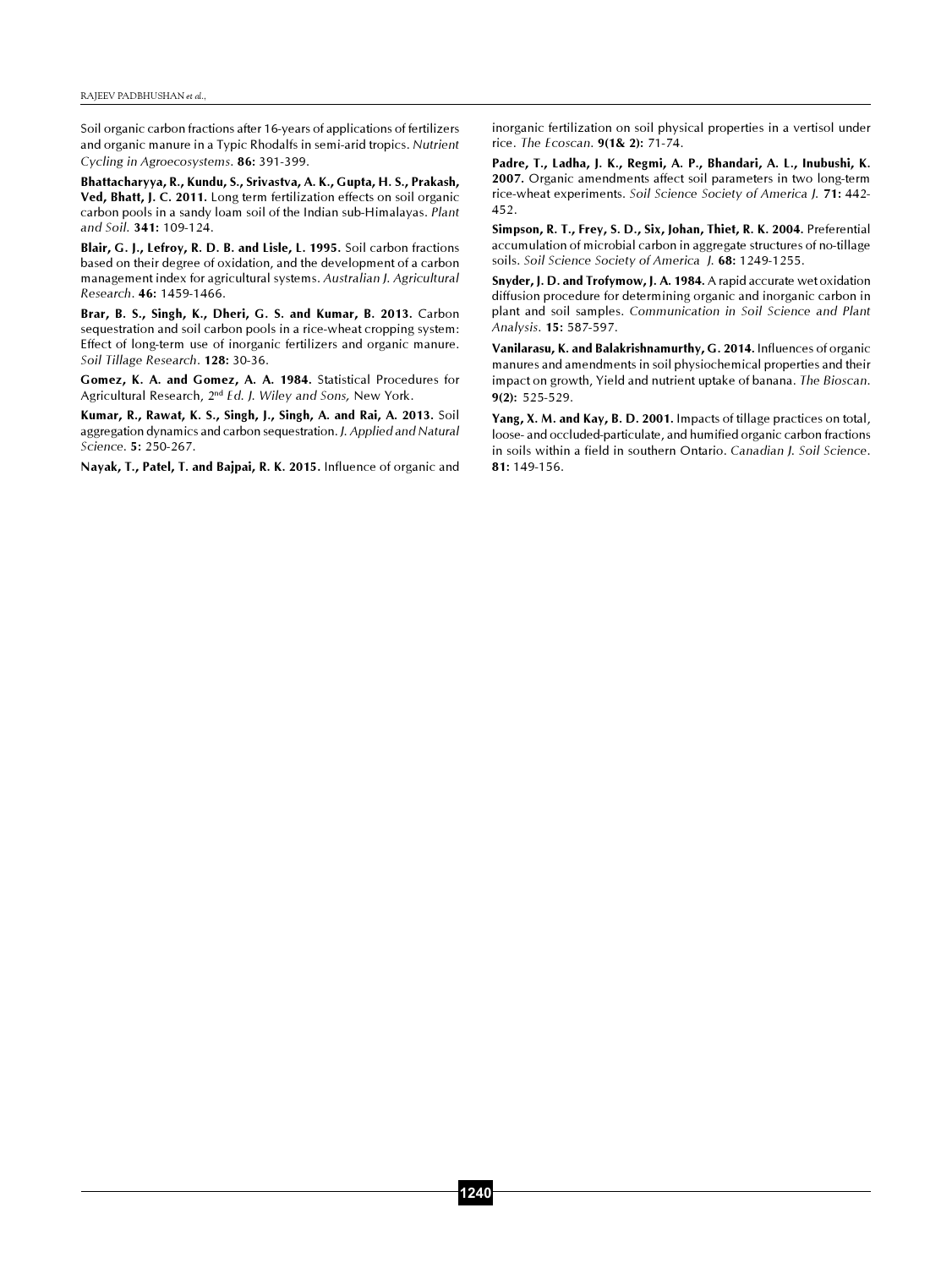Soil organic carbon fractions after 16-years of applications of fertilizers and organic manure in a Typic Rhodalfs in semi-arid tropics. *Nutrient Cycling in Agroecosystems*. **86:** 391-399.

**Bhattacharyya, R., Kundu, S., Srivastva, A. K., Gupta, H. S., Prakash, Ved, Bhatt, J. C. 2011.** Long term fertilization effects on soil organic carbon pools in a sandy loam soil of the Indian sub-Himalayas. *Plant and Soil*. **341:** 109-124.

**Blair, G. J., Lefroy, R. D. B. and Lisle, L. 1995.** Soil carbon fractions based on their degree of oxidation, and the development of a carbon management index for agricultural systems. *Australian J. Agricultural Research*. **46:** 1459-1466.

**Brar, B. S., Singh, K., Dheri, G. S. and Kumar, B. 2013.** Carbon sequestration and soil carbon pools in a rice-wheat cropping system: Effect of long-term use of inorganic fertilizers and organic manure. *Soil Tillage Research*. **128:** 30-36.

**Gomez, K. A. and Gomez, A. A. 1984.** Statistical Procedures for Agricultural Research, 2nd *Ed. J. Wiley and Sons,* New York.

**Kumar, R., Rawat, K. S., Singh, J., Singh, A. and Rai, A. 2013.** Soil aggregation dynamics and carbon sequestration. *J. Applied and Natural Science*. **5:** 250-267.

**Nayak, T., Patel, T. and Bajpai, R. K. 2015.** Influence of organic and inorganic fertilization on soil physical properties in a vertisol under rice. *The Ecoscan*. **9(1& 2):** 71-74.

**Padre, T., Ladha, J. K., Regmi, A. P., Bhandari, A. L., Inubushi, K. 2007.** Organic amendments affect soil parameters in two long-term rice-wheat experiments. *Soil Science Society of America J.* **71:** 442-452.

**Simpson, R. T., Frey, S. D., Six, Johan, Thiet, R. K. 2004.** Preferential accumulation of microbial carbon in aggregate structures of no-tillage soils. *Soil Science Society of America J.* **68:** 1249-1255.

**Snyder, J. D. and Trofymow, J. A. 1984.** A rapid accurate wet oxidation diffusion procedure for determining organic and inorganic carbon in plant and soil samples. *Communication in Soil Science and Plant Analysis*. **15:** 587-597.

**Vanilarasu, K. and Balakrishnamurthy, G. 2014.** Influences of organic manures and amendments in soil physiochemical properties and their impact on growth, Yield and nutrient uptake of banana. *The Bioscan*. **9(2):** 525-529.

**Yang, X. M. and Kay, B. D. 2001.** Impacts of tillage practices on total, loose- and occluded-particulate, and humified organic carbon fractions in soils within a field in southern Ontario. *Canadian J. Soil Science*. **81:** 149-156.